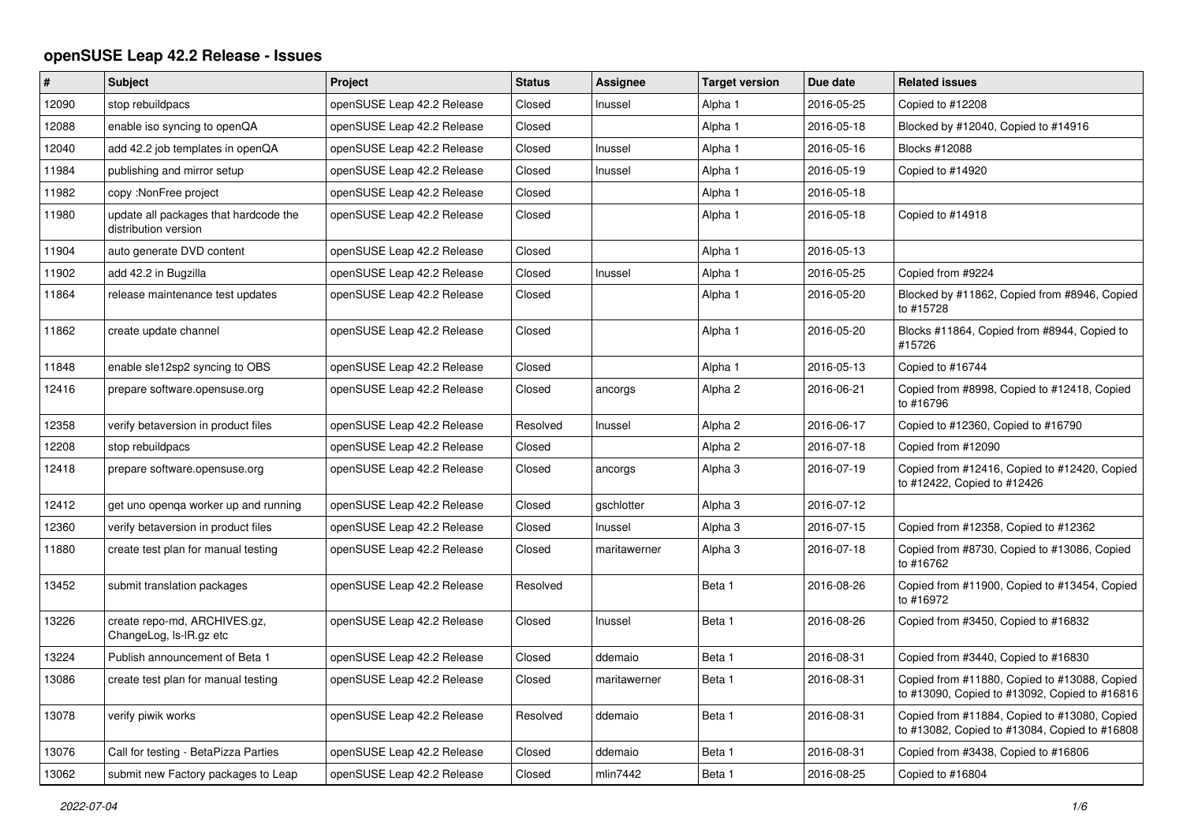# openSUSE Leap 42.2 Release - Issues

| # | Subject | Project | Status | Assignee | Target version | Due date | Related issues |
|---|---|---|---|---|---|---|---|
| 12090 | stop rebuildpacs | openSUSE Leap 42.2 Release | Closed | lnussel | Alpha 1 | 2016-05-25 | Copied to #12208 |
| 12088 | enable iso syncing to openQA | openSUSE Leap 42.2 Release | Closed | | Alpha 1 | 2016-05-18 | Blocked by #12040, Copied to #14916 |
| 12040 | add 42.2 job templates in openQA | openSUSE Leap 42.2 Release | Closed | lnussel | Alpha 1 | 2016-05-16 | Blocks #12088 |
| 11984 | publishing and mirror setup | openSUSE Leap 42.2 Release | Closed | lnussel | Alpha 1 | 2016-05-19 | Copied to #14920 |
| 11982 | copy :NonFree project | openSUSE Leap 42.2 Release | Closed | | Alpha 1 | 2016-05-18 | |
| 11980 | update all packages that hardcode the distribution version | openSUSE Leap 42.2 Release | Closed | | Alpha 1 | 2016-05-18 | Copied to #14918 |
| 11904 | auto generate DVD content | openSUSE Leap 42.2 Release | Closed | | Alpha 1 | 2016-05-13 | |
| 11902 | add 42.2 in Bugzilla | openSUSE Leap 42.2 Release | Closed | lnussel | Alpha 1 | 2016-05-25 | Copied from #9224 |
| 11864 | release maintenance test updates | openSUSE Leap 42.2 Release | Closed | | Alpha 1 | 2016-05-20 | Blocked by #11862, Copied from #8946, Copied to #15728 |
| 11862 | create update channel | openSUSE Leap 42.2 Release | Closed | | Alpha 1 | 2016-05-20 | Blocks #11864, Copied from #8944, Copied to #15726 |
| 11848 | enable sle12sp2 syncing to OBS | openSUSE Leap 42.2 Release | Closed | | Alpha 1 | 2016-05-13 | Copied to #16744 |
| 12416 | prepare software.opensuse.org | openSUSE Leap 42.2 Release | Closed | ancorgs | Alpha 2 | 2016-06-21 | Copied from #8998, Copied to #12418, Copied to #16796 |
| 12358 | verify betaversion in product files | openSUSE Leap 42.2 Release | Resolved | lnussel | Alpha 2 | 2016-06-17 | Copied to #12360, Copied to #16790 |
| 12208 | stop rebuildpacs | openSUSE Leap 42.2 Release | Closed | | Alpha 2 | 2016-07-18 | Copied from #12090 |
| 12418 | prepare software.opensuse.org | openSUSE Leap 42.2 Release | Closed | ancorgs | Alpha 3 | 2016-07-19 | Copied from #12416, Copied to #12420, Copied to #12422, Copied to #12426 |
| 12412 | get uno openqa worker up and running | openSUSE Leap 42.2 Release | Closed | gschlotter | Alpha 3 | 2016-07-12 | |
| 12360 | verify betaversion in product files | openSUSE Leap 42.2 Release | Closed | lnussel | Alpha 3 | 2016-07-15 | Copied from #12358, Copied to #12362 |
| 11880 | create test plan for manual testing | openSUSE Leap 42.2 Release | Closed | maritawerner | Alpha 3 | 2016-07-18 | Copied from #8730, Copied to #13086, Copied to #16762 |
| 13452 | submit translation packages | openSUSE Leap 42.2 Release | Resolved | | Beta 1 | 2016-08-26 | Copied from #11900, Copied to #13454, Copied to #16972 |
| 13226 | create repo-md, ARCHIVES.gz, ChangeLog, ls-lR.gz etc | openSUSE Leap 42.2 Release | Closed | lnussel | Beta 1 | 2016-08-26 | Copied from #3450, Copied to #16832 |
| 13224 | Publish announcement of Beta 1 | openSUSE Leap 42.2 Release | Closed | ddemaio | Beta 1 | 2016-08-31 | Copied from #3440, Copied to #16830 |
| 13086 | create test plan for manual testing | openSUSE Leap 42.2 Release | Closed | maritawerner | Beta 1 | 2016-08-31 | Copied from #11880, Copied to #13088, Copied to #13090, Copied to #13092, Copied to #16816 |
| 13078 | verify piwik works | openSUSE Leap 42.2 Release | Resolved | ddemaio | Beta 1 | 2016-08-31 | Copied from #11884, Copied to #13080, Copied to #13082, Copied to #13084, Copied to #16808 |
| 13076 | Call for testing - BetaPizza Parties | openSUSE Leap 42.2 Release | Closed | ddemaio | Beta 1 | 2016-08-31 | Copied from #3438, Copied to #16806 |
| 13062 | submit new Factory packages to Leap | openSUSE Leap 42.2 Release | Closed | mlin7442 | Beta 1 | 2016-08-25 | Copied to #16804 |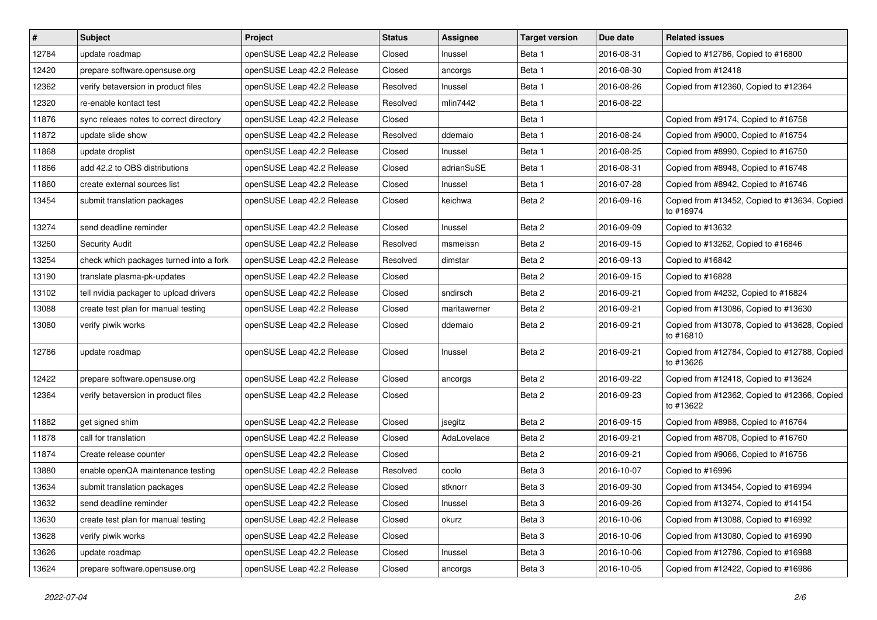| # | Subject | Project | Status | Assignee | Target version | Due date | Related issues |
|---|---|---|---|---|---|---|---|
| 12784 | update roadmap | openSUSE Leap 42.2 Release | Closed | lnussel | Beta 1 | 2016-08-31 | Copied to #12786, Copied to #16800 |
| 12420 | prepare software.opensuse.org | openSUSE Leap 42.2 Release | Closed | ancorgs | Beta 1 | 2016-08-30 | Copied from #12418 |
| 12362 | verify betaversion in product files | openSUSE Leap 42.2 Release | Resolved | lnussel | Beta 1 | 2016-08-26 | Copied from #12360, Copied to #12364 |
| 12320 | re-enable kontact test | openSUSE Leap 42.2 Release | Resolved | mlin7442 | Beta 1 | 2016-08-22 | |
| 11876 | sync releaes notes to correct directory | openSUSE Leap 42.2 Release | Closed | | Beta 1 | | Copied from #9174, Copied to #16758 |
| 11872 | update slide show | openSUSE Leap 42.2 Release | Resolved | ddemaio | Beta 1 | 2016-08-24 | Copied from #9000, Copied to #16754 |
| 11868 | update droplist | openSUSE Leap 42.2 Release | Closed | lnussel | Beta 1 | 2016-08-25 | Copied from #8990, Copied to #16750 |
| 11866 | add 42.2 to OBS distributions | openSUSE Leap 42.2 Release | Closed | adrianSuSE | Beta 1 | 2016-08-31 | Copied from #8948, Copied to #16748 |
| 11860 | create external sources list | openSUSE Leap 42.2 Release | Closed | lnussel | Beta 1 | 2016-07-28 | Copied from #8942, Copied to #16746 |
| 13454 | submit translation packages | openSUSE Leap 42.2 Release | Closed | keichwa | Beta 2 | 2016-09-16 | Copied from #13452, Copied to #13634, Copied to #16974 |
| 13274 | send deadline reminder | openSUSE Leap 42.2 Release | Closed | lnussel | Beta 2 | 2016-09-09 | Copied to #13632 |
| 13260 | Security Audit | openSUSE Leap 42.2 Release | Resolved | msmeissn | Beta 2 | 2016-09-15 | Copied to #13262, Copied to #16846 |
| 13254 | check which packages turned into a fork | openSUSE Leap 42.2 Release | Resolved | dimstar | Beta 2 | 2016-09-13 | Copied to #16842 |
| 13190 | translate plasma-pk-updates | openSUSE Leap 42.2 Release | Closed | | Beta 2 | 2016-09-15 | Copied to #16828 |
| 13102 | tell nvidia packager to upload drivers | openSUSE Leap 42.2 Release | Closed | sndirsch | Beta 2 | 2016-09-21 | Copied from #4232, Copied to #16824 |
| 13088 | create test plan for manual testing | openSUSE Leap 42.2 Release | Closed | maritawerner | Beta 2 | 2016-09-21 | Copied from #13086, Copied to #13630 |
| 13080 | verify piwik works | openSUSE Leap 42.2 Release | Closed | ddemaio | Beta 2 | 2016-09-21 | Copied from #13078, Copied to #13628, Copied to #16810 |
| 12786 | update roadmap | openSUSE Leap 42.2 Release | Closed | lnussel | Beta 2 | 2016-09-21 | Copied from #12784, Copied to #12788, Copied to #13626 |
| 12422 | prepare software.opensuse.org | openSUSE Leap 42.2 Release | Closed | ancorgs | Beta 2 | 2016-09-22 | Copied from #12418, Copied to #13624 |
| 12364 | verify betaversion in product files | openSUSE Leap 42.2 Release | Closed | | Beta 2 | 2016-09-23 | Copied from #12362, Copied to #12366, Copied to #13622 |
| 11882 | get signed shim | openSUSE Leap 42.2 Release | Closed | jsegitz | Beta 2 | 2016-09-15 | Copied from #8988, Copied to #16764 |
| 11878 | call for translation | openSUSE Leap 42.2 Release | Closed | AdaLovelace | Beta 2 | 2016-09-21 | Copied from #8708, Copied to #16760 |
| 11874 | Create release counter | openSUSE Leap 42.2 Release | Closed | | Beta 2 | 2016-09-21 | Copied from #9066, Copied to #16756 |
| 13880 | enable openQA maintenance testing | openSUSE Leap 42.2 Release | Resolved | coolo | Beta 3 | 2016-10-07 | Copied to #16996 |
| 13634 | submit translation packages | openSUSE Leap 42.2 Release | Closed | stknorr | Beta 3 | 2016-09-30 | Copied from #13454, Copied to #16994 |
| 13632 | send deadline reminder | openSUSE Leap 42.2 Release | Closed | lnussel | Beta 3 | 2016-09-26 | Copied from #13274, Copied to #14154 |
| 13630 | create test plan for manual testing | openSUSE Leap 42.2 Release | Closed | okurz | Beta 3 | 2016-10-06 | Copied from #13088, Copied to #16992 |
| 13628 | verify piwik works | openSUSE Leap 42.2 Release | Closed | | Beta 3 | 2016-10-06 | Copied from #13080, Copied to #16990 |
| 13626 | update roadmap | openSUSE Leap 42.2 Release | Closed | lnussel | Beta 3 | 2016-10-06 | Copied from #12786, Copied to #16988 |
| 13624 | prepare software.opensuse.org | openSUSE Leap 42.2 Release | Closed | ancorgs | Beta 3 | 2016-10-05 | Copied from #12422, Copied to #16986 |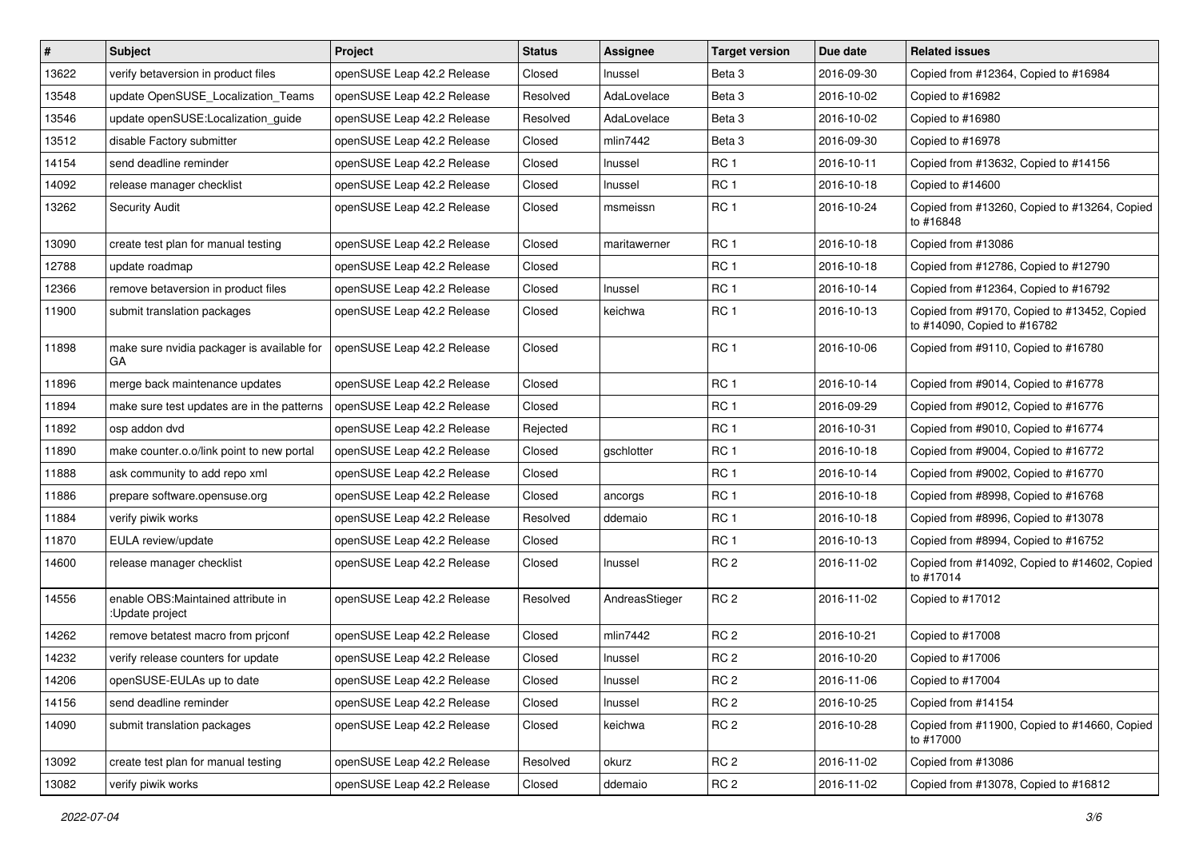| # | Subject | Project | Status | Assignee | Target version | Due date | Related issues |
|---|---|---|---|---|---|---|---|
| 13622 | verify betaversion in product files | openSUSE Leap 42.2 Release | Closed | lnussel | Beta 3 | 2016-09-30 | Copied from #12364, Copied to #16984 |
| 13548 | update OpenSUSE_Localization_Teams | openSUSE Leap 42.2 Release | Resolved | AdaLovelace | Beta 3 | 2016-10-02 | Copied to #16982 |
| 13546 | update openSUSE:Localization_guide | openSUSE Leap 42.2 Release | Resolved | AdaLovelace | Beta 3 | 2016-10-02 | Copied to #16980 |
| 13512 | disable Factory submitter | openSUSE Leap 42.2 Release | Closed | mlin7442 | Beta 3 | 2016-09-30 | Copied to #16978 |
| 14154 | send deadline reminder | openSUSE Leap 42.2 Release | Closed | lnussel | RC 1 | 2016-10-11 | Copied from #13632, Copied to #14156 |
| 14092 | release manager checklist | openSUSE Leap 42.2 Release | Closed | lnussel | RC 1 | 2016-10-18 | Copied to #14600 |
| 13262 | Security Audit | openSUSE Leap 42.2 Release | Closed | msmeissn | RC 1 | 2016-10-24 | Copied from #13260, Copied to #13264, Copied to #16848 |
| 13090 | create test plan for manual testing | openSUSE Leap 42.2 Release | Closed | maritawerner | RC 1 | 2016-10-18 | Copied from #13086 |
| 12788 | update roadmap | openSUSE Leap 42.2 Release | Closed | | RC 1 | 2016-10-18 | Copied from #12786, Copied to #12790 |
| 12366 | remove betaversion in product files | openSUSE Leap 42.2 Release | Closed | lnussel | RC 1 | 2016-10-14 | Copied from #12364, Copied to #16792 |
| 11900 | submit translation packages | openSUSE Leap 42.2 Release | Closed | keichwa | RC 1 | 2016-10-13 | Copied from #9170, Copied to #13452, Copied to #14090, Copied to #16782 |
| 11898 | make sure nvidia packager is available for GA | openSUSE Leap 42.2 Release | Closed | | RC 1 | 2016-10-06 | Copied from #9110, Copied to #16780 |
| 11896 | merge back maintenance updates | openSUSE Leap 42.2 Release | Closed | | RC 1 | 2016-10-14 | Copied from #9014, Copied to #16778 |
| 11894 | make sure test updates are in the patterns | openSUSE Leap 42.2 Release | Closed | | RC 1 | 2016-09-29 | Copied from #9012, Copied to #16776 |
| 11892 | osp addon dvd | openSUSE Leap 42.2 Release | Rejected | | RC 1 | 2016-10-31 | Copied from #9010, Copied to #16774 |
| 11890 | make counter.o.o/link point to new portal | openSUSE Leap 42.2 Release | Closed | gschlotter | RC 1 | 2016-10-18 | Copied from #9004, Copied to #16772 |
| 11888 | ask community to add repo xml | openSUSE Leap 42.2 Release | Closed | | RC 1 | 2016-10-14 | Copied from #9002, Copied to #16770 |
| 11886 | prepare software.opensuse.org | openSUSE Leap 42.2 Release | Closed | ancorgs | RC 1 | 2016-10-18 | Copied from #8998, Copied to #16768 |
| 11884 | verify piwik works | openSUSE Leap 42.2 Release | Resolved | ddemaio | RC 1 | 2016-10-18 | Copied from #8996, Copied to #13078 |
| 11870 | EULA review/update | openSUSE Leap 42.2 Release | Closed | | RC 1 | 2016-10-13 | Copied from #8994, Copied to #16752 |
| 14600 | release manager checklist | openSUSE Leap 42.2 Release | Closed | lnussel | RC 2 | 2016-11-02 | Copied from #14092, Copied to #14602, Copied to #17014 |
| 14556 | enable OBS:Maintained attribute in :Update project | openSUSE Leap 42.2 Release | Resolved | AndreasStieger | RC 2 | 2016-11-02 | Copied to #17012 |
| 14262 | remove betatest macro from prjconf | openSUSE Leap 42.2 Release | Closed | mlin7442 | RC 2 | 2016-10-21 | Copied to #17008 |
| 14232 | verify release counters for update | openSUSE Leap 42.2 Release | Closed | lnussel | RC 2 | 2016-10-20 | Copied to #17006 |
| 14206 | openSUSE-EULAs up to date | openSUSE Leap 42.2 Release | Closed | lnussel | RC 2 | 2016-11-06 | Copied to #17004 |
| 14156 | send deadline reminder | openSUSE Leap 42.2 Release | Closed | lnussel | RC 2 | 2016-10-25 | Copied from #14154 |
| 14090 | submit translation packages | openSUSE Leap 42.2 Release | Closed | keichwa | RC 2 | 2016-10-28 | Copied from #11900, Copied to #14660, Copied to #17000 |
| 13092 | create test plan for manual testing | openSUSE Leap 42.2 Release | Resolved | okurz | RC 2 | 2016-11-02 | Copied from #13086 |
| 13082 | verify piwik works | openSUSE Leap 42.2 Release | Closed | ddemaio | RC 2 | 2016-11-02 | Copied from #13078, Copied to #16812 |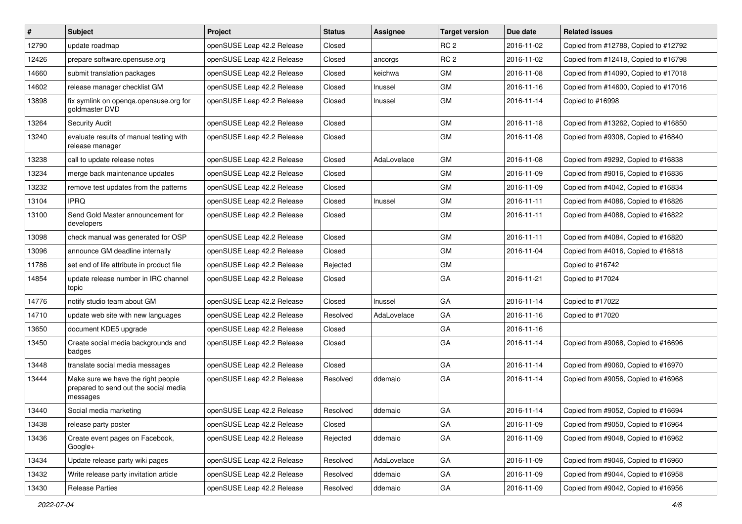| # | Subject | Project | Status | Assignee | Target version | Due date | Related issues |
|---|---|---|---|---|---|---|---|
| 12790 | update roadmap | openSUSE Leap 42.2 Release | Closed | | RC 2 | 2016-11-02 | Copied from #12788, Copied to #12792 |
| 12426 | prepare software.opensuse.org | openSUSE Leap 42.2 Release | Closed | ancorgs | RC 2 | 2016-11-02 | Copied from #12418, Copied to #16798 |
| 14660 | submit translation packages | openSUSE Leap 42.2 Release | Closed | keichwa | GM | 2016-11-08 | Copied from #14090, Copied to #17018 |
| 14602 | release manager checklist GM | openSUSE Leap 42.2 Release | Closed | lnussel | GM | 2016-11-16 | Copied from #14600, Copied to #17016 |
| 13898 | fix symlink on openqa.opensuse.org for goldmaster DVD | openSUSE Leap 42.2 Release | Closed | lnussel | GM | 2016-11-14 | Copied to #16998 |
| 13264 | Security Audit | openSUSE Leap 42.2 Release | Closed | | GM | 2016-11-18 | Copied from #13262, Copied to #16850 |
| 13240 | evaluate results of manual testing with release manager | openSUSE Leap 42.2 Release | Closed | | GM | 2016-11-08 | Copied from #9308, Copied to #16840 |
| 13238 | call to update release notes | openSUSE Leap 42.2 Release | Closed | AdaLovelace | GM | 2016-11-08 | Copied from #9292, Copied to #16838 |
| 13234 | merge back maintenance updates | openSUSE Leap 42.2 Release | Closed | | GM | 2016-11-09 | Copied from #9016, Copied to #16836 |
| 13232 | remove test updates from the patterns | openSUSE Leap 42.2 Release | Closed | | GM | 2016-11-09 | Copied from #4042, Copied to #16834 |
| 13104 | IPRQ | openSUSE Leap 42.2 Release | Closed | lnussel | GM | 2016-11-11 | Copied from #4086, Copied to #16826 |
| 13100 | Send Gold Master announcement for developers | openSUSE Leap 42.2 Release | Closed | | GM | 2016-11-11 | Copied from #4088, Copied to #16822 |
| 13098 | check manual was generated for OSP | openSUSE Leap 42.2 Release | Closed | | GM | 2016-11-11 | Copied from #4084, Copied to #16820 |
| 13096 | announce GM deadline internally | openSUSE Leap 42.2 Release | Closed | | GM | 2016-11-04 | Copied from #4016, Copied to #16818 |
| 11786 | set end of life attribute in product file | openSUSE Leap 42.2 Release | Rejected | | GM | | Copied to #16742 |
| 14854 | update release number in IRC channel topic | openSUSE Leap 42.2 Release | Closed | | GA | 2016-11-21 | Copied to #17024 |
| 14776 | notify studio team about GM | openSUSE Leap 42.2 Release | Closed | lnussel | GA | 2016-11-14 | Copied to #17022 |
| 14710 | update web site with new languages | openSUSE Leap 42.2 Release | Resolved | AdaLovelace | GA | 2016-11-16 | Copied to #17020 |
| 13650 | document KDE5 upgrade | openSUSE Leap 42.2 Release | Closed | | GA | 2016-11-16 | |
| 13450 | Create social media backgrounds and badges | openSUSE Leap 42.2 Release | Closed | | GA | 2016-11-14 | Copied from #9068, Copied to #16696 |
| 13448 | translate social media messages | openSUSE Leap 42.2 Release | Closed | | GA | 2016-11-14 | Copied from #9060, Copied to #16970 |
| 13444 | Make sure we have the right people prepared to send out the social media messages | openSUSE Leap 42.2 Release | Resolved | ddemaio | GA | 2016-11-14 | Copied from #9056, Copied to #16968 |
| 13440 | Social media marketing | openSUSE Leap 42.2 Release | Resolved | ddemaio | GA | 2016-11-14 | Copied from #9052, Copied to #16694 |
| 13438 | release party poster | openSUSE Leap 42.2 Release | Closed | | GA | 2016-11-09 | Copied from #9050, Copied to #16964 |
| 13436 | Create event pages on Facebook, Google+ | openSUSE Leap 42.2 Release | Rejected | ddemaio | GA | 2016-11-09 | Copied from #9048, Copied to #16962 |
| 13434 | Update release party wiki pages | openSUSE Leap 42.2 Release | Resolved | AdaLovelace | GA | 2016-11-09 | Copied from #9046, Copied to #16960 |
| 13432 | Write release party invitation article | openSUSE Leap 42.2 Release | Resolved | ddemaio | GA | 2016-11-09 | Copied from #9044, Copied to #16958 |
| 13430 | Release Parties | openSUSE Leap 42.2 Release | Resolved | ddemaio | GA | 2016-11-09 | Copied from #9042, Copied to #16956 |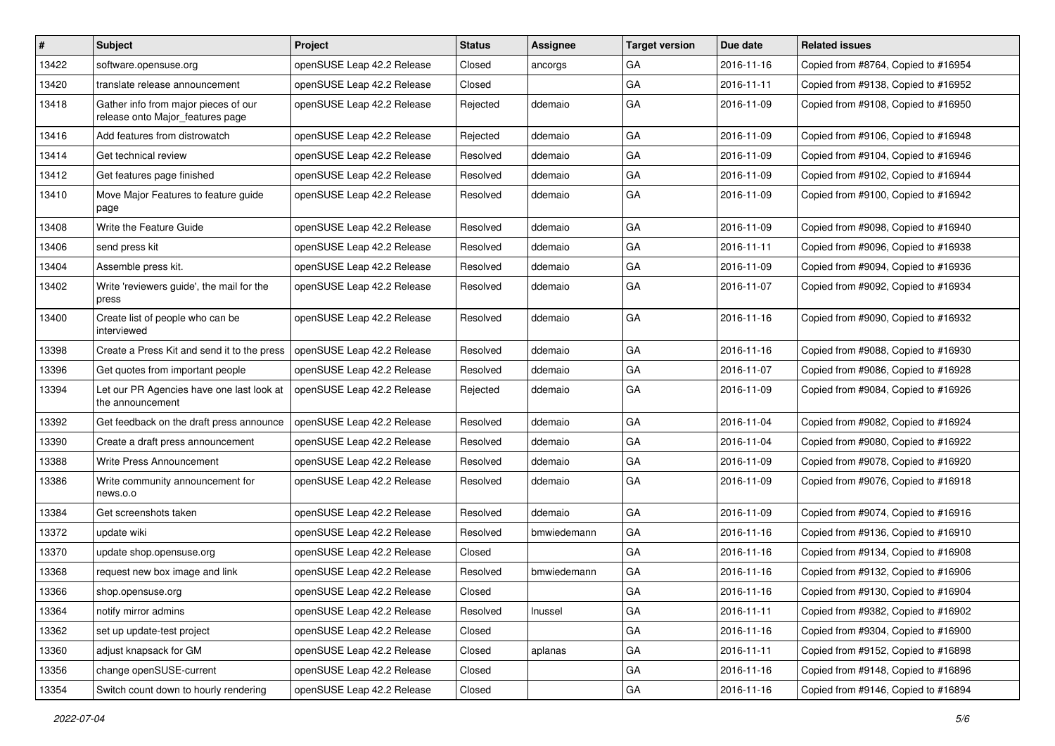| # | Subject | Project | Status | Assignee | Target version | Due date | Related issues |
|---|---|---|---|---|---|---|---|
| 13422 | software.opensuse.org | openSUSE Leap 42.2 Release | Closed | ancorgs | GA | 2016-11-16 | Copied from #8764, Copied to #16954 |
| 13420 | translate release announcement | openSUSE Leap 42.2 Release | Closed | | GA | 2016-11-11 | Copied from #9138, Copied to #16952 |
| 13418 | Gather info from major pieces of our release onto Major_features page | openSUSE Leap 42.2 Release | Rejected | ddemaio | GA | 2016-11-09 | Copied from #9108, Copied to #16950 |
| 13416 | Add features from distrowatch | openSUSE Leap 42.2 Release | Rejected | ddemaio | GA | 2016-11-09 | Copied from #9106, Copied to #16948 |
| 13414 | Get technical review | openSUSE Leap 42.2 Release | Resolved | ddemaio | GA | 2016-11-09 | Copied from #9104, Copied to #16946 |
| 13412 | Get features page finished | openSUSE Leap 42.2 Release | Resolved | ddemaio | GA | 2016-11-09 | Copied from #9102, Copied to #16944 |
| 13410 | Move Major Features to feature guide page | openSUSE Leap 42.2 Release | Resolved | ddemaio | GA | 2016-11-09 | Copied from #9100, Copied to #16942 |
| 13408 | Write the Feature Guide | openSUSE Leap 42.2 Release | Resolved | ddemaio | GA | 2016-11-09 | Copied from #9098, Copied to #16940 |
| 13406 | send press kit | openSUSE Leap 42.2 Release | Resolved | ddemaio | GA | 2016-11-11 | Copied from #9096, Copied to #16938 |
| 13404 | Assemble press kit. | openSUSE Leap 42.2 Release | Resolved | ddemaio | GA | 2016-11-09 | Copied from #9094, Copied to #16936 |
| 13402 | Write 'reviewers guide', the mail for the press | openSUSE Leap 42.2 Release | Resolved | ddemaio | GA | 2016-11-07 | Copied from #9092, Copied to #16934 |
| 13400 | Create list of people who can be interviewed | openSUSE Leap 42.2 Release | Resolved | ddemaio | GA | 2016-11-16 | Copied from #9090, Copied to #16932 |
| 13398 | Create a Press Kit and send it to the press | openSUSE Leap 42.2 Release | Resolved | ddemaio | GA | 2016-11-16 | Copied from #9088, Copied to #16930 |
| 13396 | Get quotes from important people | openSUSE Leap 42.2 Release | Resolved | ddemaio | GA | 2016-11-07 | Copied from #9086, Copied to #16928 |
| 13394 | Let our PR Agencies have one last look at the announcement | openSUSE Leap 42.2 Release | Rejected | ddemaio | GA | 2016-11-09 | Copied from #9084, Copied to #16926 |
| 13392 | Get feedback on the draft press announce | openSUSE Leap 42.2 Release | Resolved | ddemaio | GA | 2016-11-04 | Copied from #9082, Copied to #16924 |
| 13390 | Create a draft press announcement | openSUSE Leap 42.2 Release | Resolved | ddemaio | GA | 2016-11-04 | Copied from #9080, Copied to #16922 |
| 13388 | Write Press Announcement | openSUSE Leap 42.2 Release | Resolved | ddemaio | GA | 2016-11-09 | Copied from #9078, Copied to #16920 |
| 13386 | Write community announcement for news.o.o | openSUSE Leap 42.2 Release | Resolved | ddemaio | GA | 2016-11-09 | Copied from #9076, Copied to #16918 |
| 13384 | Get screenshots taken | openSUSE Leap 42.2 Release | Resolved | ddemaio | GA | 2016-11-09 | Copied from #9074, Copied to #16916 |
| 13372 | update wiki | openSUSE Leap 42.2 Release | Resolved | bmwiedemann | GA | 2016-11-16 | Copied from #9136, Copied to #16910 |
| 13370 | update shop.opensuse.org | openSUSE Leap 42.2 Release | Closed | | GA | 2016-11-16 | Copied from #9134, Copied to #16908 |
| 13368 | request new box image and link | openSUSE Leap 42.2 Release | Resolved | bmwiedemann | GA | 2016-11-16 | Copied from #9132, Copied to #16906 |
| 13366 | shop.opensuse.org | openSUSE Leap 42.2 Release | Closed | | GA | 2016-11-16 | Copied from #9130, Copied to #16904 |
| 13364 | notify mirror admins | openSUSE Leap 42.2 Release | Resolved | lnussel | GA | 2016-11-11 | Copied from #9382, Copied to #16902 |
| 13362 | set up update-test project | openSUSE Leap 42.2 Release | Closed | | GA | 2016-11-16 | Copied from #9304, Copied to #16900 |
| 13360 | adjust knapsack for GM | openSUSE Leap 42.2 Release | Closed | aplanas | GA | 2016-11-11 | Copied from #9152, Copied to #16898 |
| 13356 | change openSUSE-current | openSUSE Leap 42.2 Release | Closed | | GA | 2016-11-16 | Copied from #9148, Copied to #16896 |
| 13354 | Switch count down to hourly rendering | openSUSE Leap 42.2 Release | Closed | | GA | 2016-11-16 | Copied from #9146, Copied to #16894 |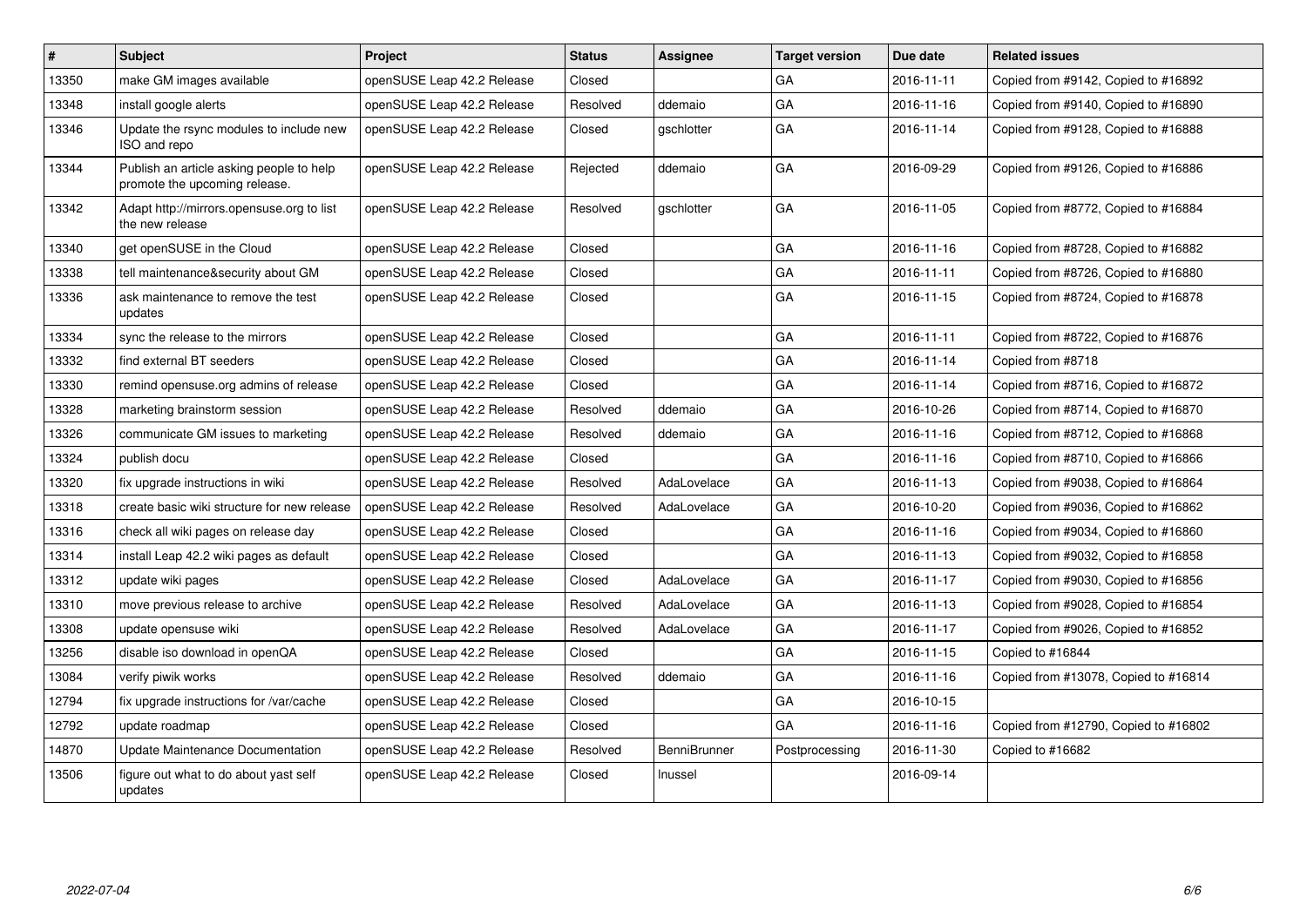| # | Subject | Project | Status | Assignee | Target version | Due date | Related issues |
|---|---|---|---|---|---|---|---|
| 13350 | make GM images available | openSUSE Leap 42.2 Release | Closed | | GA | 2016-11-11 | Copied from #9142, Copied to #16892 |
| 13348 | install google alerts | openSUSE Leap 42.2 Release | Resolved | ddemaio | GA | 2016-11-16 | Copied from #9140, Copied to #16890 |
| 13346 | Update the rsync modules to include new ISO and repo | openSUSE Leap 42.2 Release | Closed | gschlotter | GA | 2016-11-14 | Copied from #9128, Copied to #16888 |
| 13344 | Publish an article asking people to help promote the upcoming release. | openSUSE Leap 42.2 Release | Rejected | ddemaio | GA | 2016-09-29 | Copied from #9126, Copied to #16886 |
| 13342 | Adapt http://mirrors.opensuse.org to list the new release | openSUSE Leap 42.2 Release | Resolved | gschlotter | GA | 2016-11-05 | Copied from #8772, Copied to #16884 |
| 13340 | get openSUSE in the Cloud | openSUSE Leap 42.2 Release | Closed | | GA | 2016-11-16 | Copied from #8728, Copied to #16882 |
| 13338 | tell maintenance&security about GM | openSUSE Leap 42.2 Release | Closed | | GA | 2016-11-11 | Copied from #8726, Copied to #16880 |
| 13336 | ask maintenance to remove the test updates | openSUSE Leap 42.2 Release | Closed | | GA | 2016-11-15 | Copied from #8724, Copied to #16878 |
| 13334 | sync the release to the mirrors | openSUSE Leap 42.2 Release | Closed | | GA | 2016-11-11 | Copied from #8722, Copied to #16876 |
| 13332 | find external BT seeders | openSUSE Leap 42.2 Release | Closed | | GA | 2016-11-14 | Copied from #8718 |
| 13330 | remind opensuse.org admins of release | openSUSE Leap 42.2 Release | Closed | | GA | 2016-11-14 | Copied from #8716, Copied to #16872 |
| 13328 | marketing brainstorm session | openSUSE Leap 42.2 Release | Resolved | ddemaio | GA | 2016-10-26 | Copied from #8714, Copied to #16870 |
| 13326 | communicate GM issues to marketing | openSUSE Leap 42.2 Release | Resolved | ddemaio | GA | 2016-11-16 | Copied from #8712, Copied to #16868 |
| 13324 | publish docu | openSUSE Leap 42.2 Release | Closed | | GA | 2016-11-16 | Copied from #8710, Copied to #16866 |
| 13320 | fix upgrade instructions in wiki | openSUSE Leap 42.2 Release | Resolved | AdaLovelace | GA | 2016-11-13 | Copied from #9038, Copied to #16864 |
| 13318 | create basic wiki structure for new release | openSUSE Leap 42.2 Release | Resolved | AdaLovelace | GA | 2016-10-20 | Copied from #9036, Copied to #16862 |
| 13316 | check all wiki pages on release day | openSUSE Leap 42.2 Release | Closed | | GA | 2016-11-16 | Copied from #9034, Copied to #16860 |
| 13314 | install Leap 42.2 wiki pages as default | openSUSE Leap 42.2 Release | Closed | | GA | 2016-11-13 | Copied from #9032, Copied to #16858 |
| 13312 | update wiki pages | openSUSE Leap 42.2 Release | Closed | AdaLovelace | GA | 2016-11-17 | Copied from #9030, Copied to #16856 |
| 13310 | move previous release to archive | openSUSE Leap 42.2 Release | Resolved | AdaLovelace | GA | 2016-11-13 | Copied from #9028, Copied to #16854 |
| 13308 | update opensuse wiki | openSUSE Leap 42.2 Release | Resolved | AdaLovelace | GA | 2016-11-17 | Copied from #9026, Copied to #16852 |
| 13256 | disable iso download in openQA | openSUSE Leap 42.2 Release | Closed | | GA | 2016-11-15 | Copied to #16844 |
| 13084 | verify piwik works | openSUSE Leap 42.2 Release | Resolved | ddemaio | GA | 2016-11-16 | Copied from #13078, Copied to #16814 |
| 12794 | fix upgrade instructions for /var/cache | openSUSE Leap 42.2 Release | Closed | | GA | 2016-10-15 | |
| 12792 | update roadmap | openSUSE Leap 42.2 Release | Closed | | GA | 2016-11-16 | Copied from #12790, Copied to #16802 |
| 14870 | Update Maintenance Documentation | openSUSE Leap 42.2 Release | Resolved | BenniBrunner | Postprocessing | 2016-11-30 | Copied to #16682 |
| 13506 | figure out what to do about yast self updates | openSUSE Leap 42.2 Release | Closed | lnussel | | 2016-09-14 | |